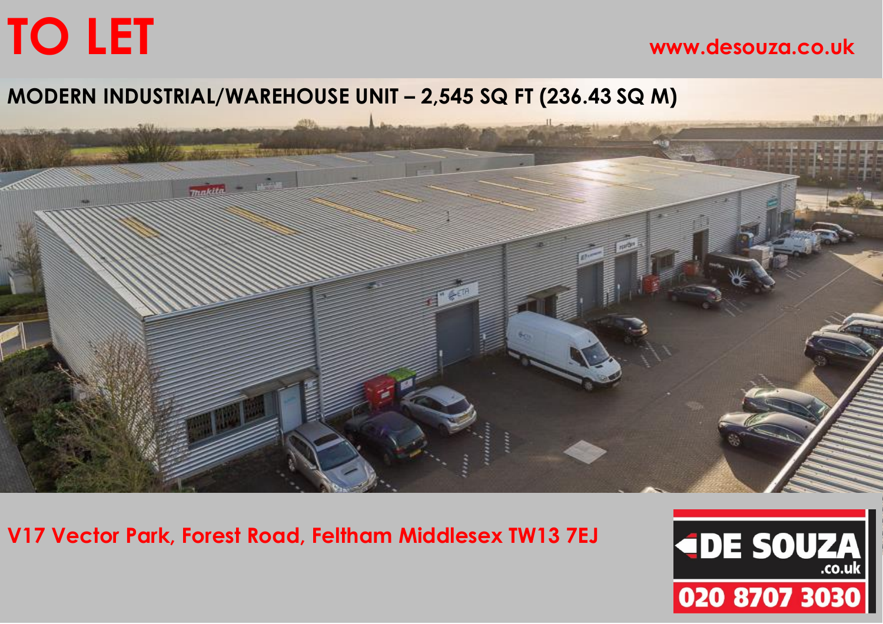# TO LET

www.desouza.co.uk

## MODERN INDUSTRIAL/WAREHOUSE UNIT – 2,545 SQ FT (236.43 SQ M)

**V17 Vector Park, Forest Road, Feltham Middlesex TW13 7EJ**

DE SOUZA .co.uk

020 8707 3030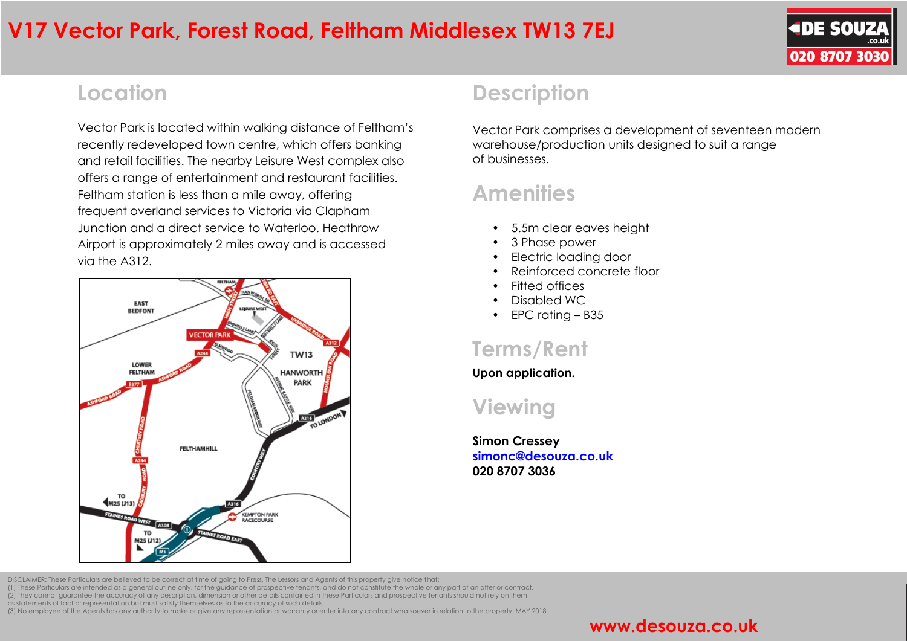# V17 Vector Park, Forest Road, Feltham Middlesex TW13 7EJ

DE SOUZA .co.uk
020 8707 3030

## Location

Vector Park is located within walking distance of Feltham's recently redeveloped town centre, which offers banking and retail facilities. The nearby Leisure West complex also offers a range of entertainment and restaurant facilities. Feltham station is less than a mile away, offering frequent overland services to Victoria via Clapham Junction and a direct service to Waterloo. Heathrow Airport is approximately 2 miles away and is accessed via the A312.

FELTHAM
HANWORTH RD
HIGH STREET
LEISURE WEST
UXBRIDGE ROAD
EAST BEDFONT
VECTOR PARK
BROWELLS LANE
A312
A244
ELMWOOD
TW13
HANWORTH PARK
LOWER FELTHAM
ASHFORD ROAD
B377
HOUNSLOW ROAD
A316
TO LONDON
FELTHAMHILL
CHERTSEY ROAD
A244
CADBURY ROAD
COUNTRY WAY
TO M25 (J13)
A316
STAINES ROAD WEST
A308
KEMPTON PARK RACECOURSE
STAINES ROAD EAST
TO M25 (J12)
M3

## Description

Vector Park comprises a development of seventeen modern warehouse/production units designed to suit a range of businesses.

## Amenities

- 5.5m clear eaves height
- 3 Phase power
- Electric loading door
- Reinforced concrete floor
- Fitted offices
- Disabled WC
- EPC rating – B35

## Terms/Rent

**Upon application.**

## Viewing

**Simon Cressey**
**simonc@desouza.co.uk**
**020 8707 3036**

DISCLAIMER: These Particulars are believed to be correct at time of going to Press. The Lessors and Agents of this property give notice that:
(1) These Particulars are intended as a general outline only, for the guidance of prospective tenants, and do not constitute the whole or any part of an offer or contract.
(2) They cannot guarantee the accuracy of any description, dimension or other details contained in these Particulars and prospective tenants should not rely on them as statements of fact or representation but must satisfy themselves as to the accuracy of such details.
(3) No employee of the Agents has any authority to make or give any representation or warranty or enter into any contract whatsoever in relation to the property. MAY 2018.

**www.desouza.co.uk**